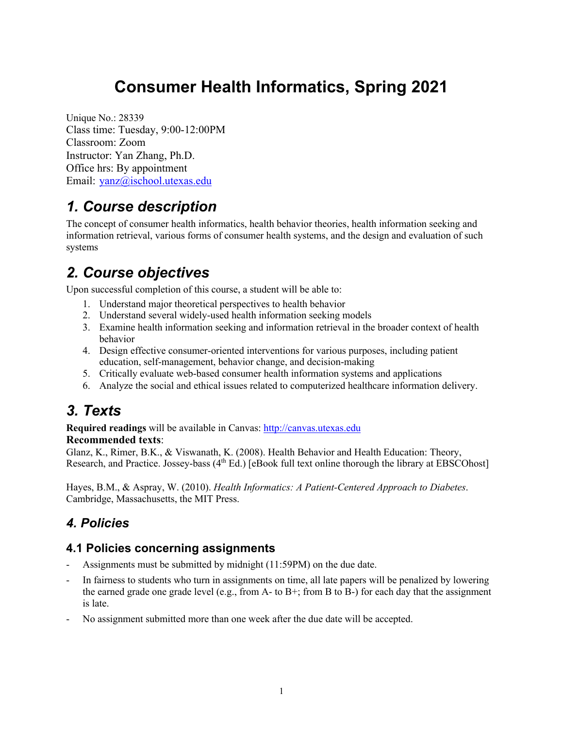# Consumer Health Informatics, Spring 2021

Unique No.: 28339
Class time: Tuesday, 9:00-12:00PM
Classroom: Zoom
Instructor: Yan Zhang, Ph.D.
Office hrs: By appointment
Email: yanz@ischool.utexas.edu

## *1. Course description*

The concept of consumer health informatics, health behavior theories, health information seeking and information retrieval, various forms of consumer health systems, and the design and evaluation of such systems

## *2. Course objectives*

Upon successful completion of this course, a student will be able to:

1. Understand major theoretical perspectives to health behavior
2. Understand several widely-used health information seeking models
3. Examine health information seeking and information retrieval in the broader context of health behavior
4. Design effective consumer-oriented interventions for various purposes, including patient education, self-management, behavior change, and decision-making
5. Critically evaluate web-based consumer health information systems and applications
6. Analyze the social and ethical issues related to computerized healthcare information delivery.

## *3. Texts*

**Required readings** will be available in Canvas: http://canvas.utexas.edu
**Recommended texts**:
Glanz, K., Rimer, B.K., & Viswanath, K. (2008). Health Behavior and Health Education: Theory, Research, and Practice. Jossey-bass (4th Ed.) [eBook full text online thorough the library at EBSCOhost]

Hayes, B.M., & Aspray, W. (2010). *Health Informatics: A Patient-Centered Approach to Diabetes*. Cambridge, Massachusetts, the MIT Press.

## *4. Policies*

### 4.1 Policies concerning assignments

- Assignments must be submitted by midnight (11:59PM) on the due date.
- In fairness to students who turn in assignments on time, all late papers will be penalized by lowering the earned grade one grade level (e.g., from A- to B+; from B to B-) for each day that the assignment is late.
- No assignment submitted more than one week after the due date will be accepted.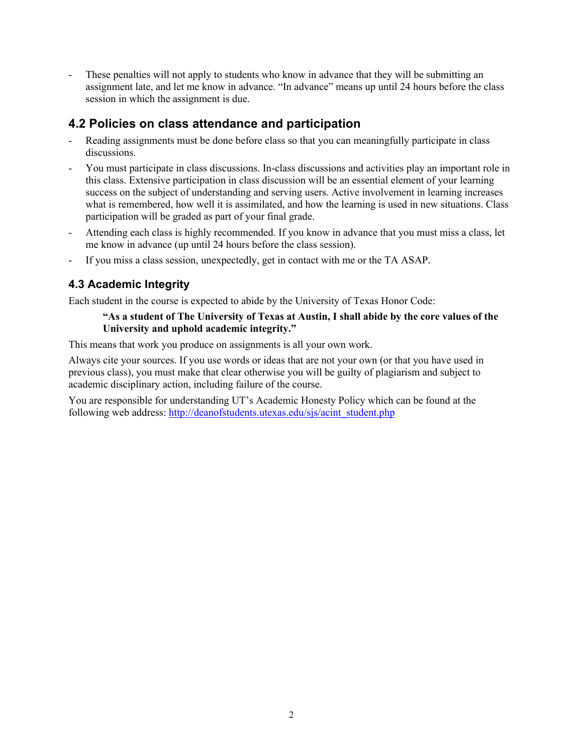- These penalties will not apply to students who know in advance that they will be submitting an assignment late, and let me know in advance. "In advance" means up until 24 hours before the class session in which the assignment is due.

## 4.2 Policies on class attendance and participation

- Reading assignments must be done before class so that you can meaningfully participate in class discussions.
- You must participate in class discussions. In-class discussions and activities play an important role in this class. Extensive participation in class discussion will be an essential element of your learning success on the subject of understanding and serving users. Active involvement in learning increases what is remembered, how well it is assimilated, and how the learning is used in new situations. Class participation will be graded as part of your final grade.
- Attending each class is highly recommended. If you know in advance that you must miss a class, let me know in advance (up until 24 hours before the class session).
- If you miss a class session, unexpectedly, get in contact with me or the TA ASAP.

## 4.3 Academic Integrity

Each student in the course is expected to abide by the University of Texas Honor Code:

> **"As a student of The University of Texas at Austin, I shall abide by the core values of the University and uphold academic integrity."**

This means that work you produce on assignments is all your own work.

Always cite your sources. If you use words or ideas that are not your own (or that you have used in previous class), you must make that clear otherwise you will be guilty of plagiarism and subject to academic disciplinary action, including failure of the course.

You are responsible for understanding UT's Academic Honesty Policy which can be found at the following web address: http://deanofstudents.utexas.edu/sjs/acint_student.php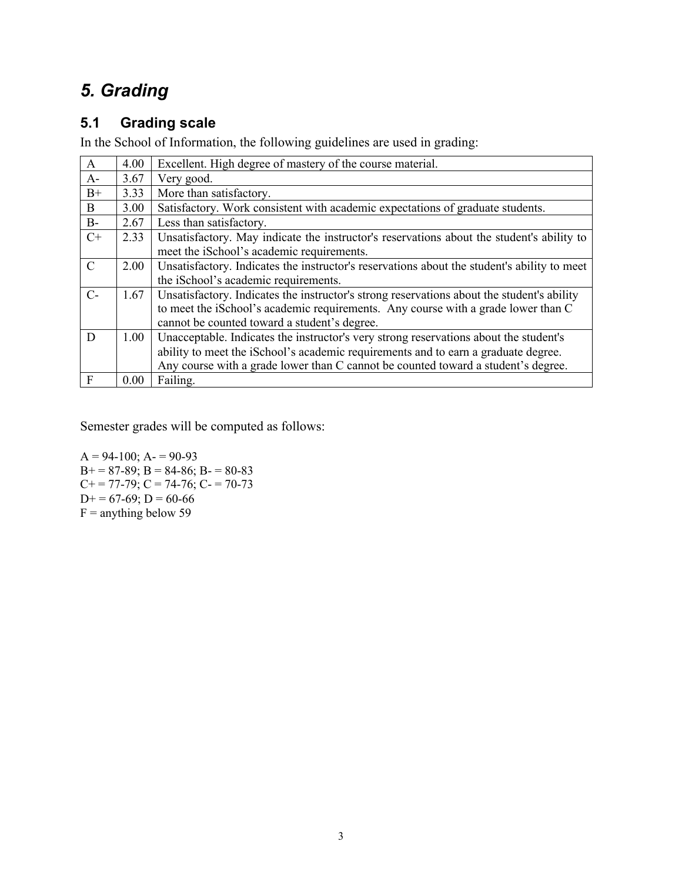# *5. Grading*

## 5.1 Grading scale

In the School of Information, the following guidelines are used in grading:

| | | |
|---|---|---|
| A | 4.00 | Excellent. High degree of mastery of the course material. |
| A- | 3.67 | Very good. |
| B+ | 3.33 | More than satisfactory. |
| B | 3.00 | Satisfactory. Work consistent with academic expectations of graduate students. |
| B- | 2.67 | Less than satisfactory. |
| C+ | 2.33 | Unsatisfactory. May indicate the instructor's reservations about the student's ability to meet the iSchool's academic requirements. |
| C | 2.00 | Unsatisfactory. Indicates the instructor's reservations about the student's ability to meet the iSchool's academic requirements. |
| C- | 1.67 | Unsatisfactory. Indicates the instructor's strong reservations about the student's ability to meet the iSchool's academic requirements. Any course with a grade lower than C cannot be counted toward a student's degree. |
| D | 1.00 | Unacceptable. Indicates the instructor's very strong reservations about the student's ability to meet the iSchool's academic requirements and to earn a graduate degree. Any course with a grade lower than C cannot be counted toward a student's degree. |
| F | 0.00 | Failing. |

Semester grades will be computed as follows:

A = 94-100; A- = 90-93
B+ = 87-89; B = 84-86; B- = 80-83
C+ = 77-79; C = 74-76; C- = 70-73
D+ = 67-69; D = 60-66
F = anything below 59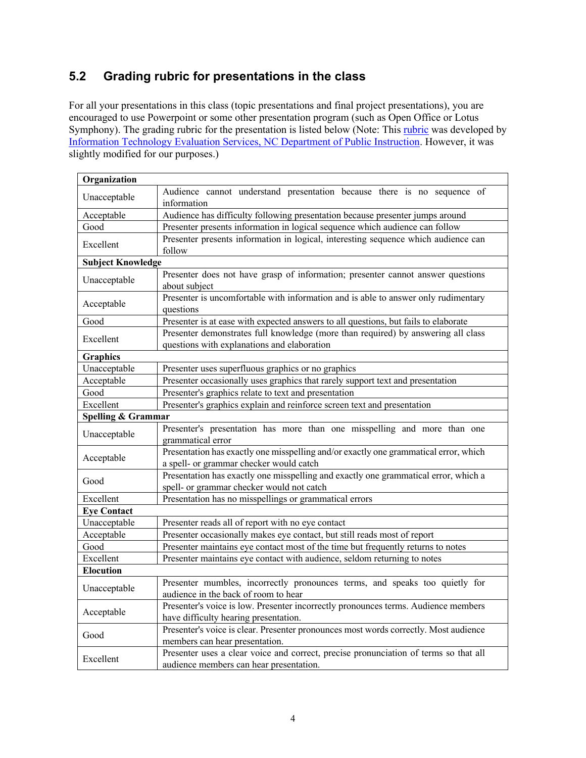## 5.2 Grading rubric for presentations in the class

For all your presentations in this class (topic presentations and final project presentations), you are encouraged to use Powerpoint or some other presentation program (such as Open Office or Lotus Symphony). The grading rubric for the presentation is listed below (Note: This rubric was developed by Information Technology Evaluation Services, NC Department of Public Instruction. However, it was slightly modified for our purposes.)

| **Organization** | |
|---|---|
| Unacceptable | Audience cannot understand presentation because there is no sequence of information |
| Acceptable | Audience has difficulty following presentation because presenter jumps around |
| Good | Presenter presents information in logical sequence which audience can follow |
| Excellent | Presenter presents information in logical, interesting sequence which audience can follow |
| **Subject Knowledge** | |
| Unacceptable | Presenter does not have grasp of information; presenter cannot answer questions about subject |
| Acceptable | Presenter is uncomfortable with information and is able to answer only rudimentary questions |
| Good | Presenter is at ease with expected answers to all questions, but fails to elaborate |
| Excellent | Presenter demonstrates full knowledge (more than required) by answering all class questions with explanations and elaboration |
| **Graphics** | |
| Unacceptable | Presenter uses superfluous graphics or no graphics |
| Acceptable | Presenter occasionally uses graphics that rarely support text and presentation |
| Good | Presenter's graphics relate to text and presentation |
| Excellent | Presenter's graphics explain and reinforce screen text and presentation |
| **Spelling & Grammar** | |
| Unacceptable | Presenter's presentation has more than one misspelling and more than one grammatical error |
| Acceptable | Presentation has exactly one misspelling and/or exactly one grammatical error, which a spell- or grammar checker would catch |
| Good | Presentation has exactly one misspelling and exactly one grammatical error, which a spell- or grammar checker would not catch |
| Excellent | Presentation has no misspellings or grammatical errors |
| **Eye Contact** | |
| Unacceptable | Presenter reads all of report with no eye contact |
| Acceptable | Presenter occasionally makes eye contact, but still reads most of report |
| Good | Presenter maintains eye contact most of the time but frequently returns to notes |
| Excellent | Presenter maintains eye contact with audience, seldom returning to notes |
| **Elocution** | |
| Unacceptable | Presenter mumbles, incorrectly pronounces terms, and speaks too quietly for audience in the back of room to hear |
| Acceptable | Presenter's voice is low. Presenter incorrectly pronounces terms. Audience members have difficulty hearing presentation. |
| Good | Presenter's voice is clear. Presenter pronounces most words correctly. Most audience members can hear presentation. |
| Excellent | Presenter uses a clear voice and correct, precise pronunciation of terms so that all audience members can hear presentation. |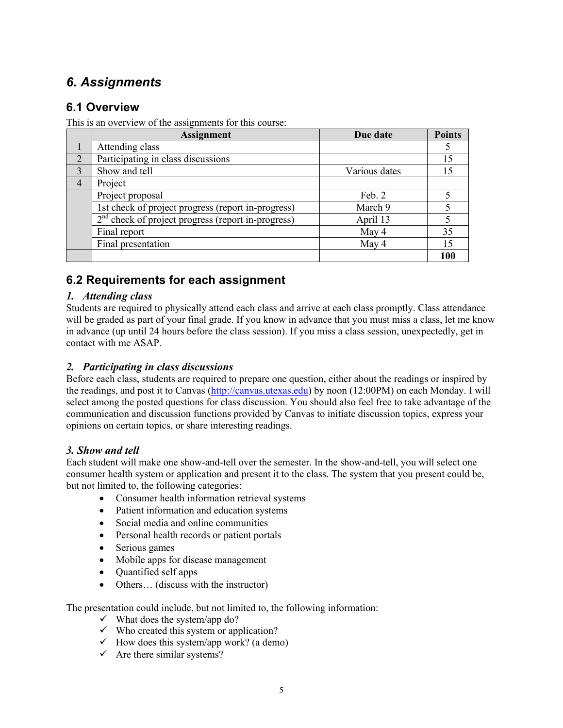## 6. Assignments

### 6.1 Overview

This is an overview of the assignments for this course:

| | Assignment | Due date | Points |
|---|---|---|---|
| 1 | Attending class | | 5 |
| 2 | Participating in class discussions | | 15 |
| 3 | Show and tell | Various dates | 15 |
| 4 | Project | | |
| | Project proposal | Feb. 2 | 5 |
| | 1st check of project progress (report in-progress) | March 9 | 5 |
| | 2nd check of project progress (report in-progress) | April 13 | 5 |
| | Final report | May 4 | 35 |
| | Final presentation | May 4 | 15 |
| | | | **100** |

### 6.2 Requirements for each assignment

***1. Attending class***

Students are required to physically attend each class and arrive at each class promptly. Class attendance will be graded as part of your final grade. If you know in advance that you must miss a class, let me know in advance (up until 24 hours before the class session). If you miss a class session, unexpectedly, get in contact with me ASAP.

***2. Participating in class discussions***

Before each class, students are required to prepare one question, either about the readings or inspired by the readings, and post it to Canvas (http://canvas.utexas.edu) by noon (12:00PM) on each Monday. I will select among the posted questions for class discussion. You should also feel free to take advantage of the communication and discussion functions provided by Canvas to initiate discussion topics, express your opinions on certain topics, or share interesting readings.

***3. Show and tell***

Each student will make one show-and-tell over the semester. In the show-and-tell, you will select one consumer health system or application and present it to the class. The system that you present could be, but not limited to, the following categories:

- Consumer health information retrieval systems
- Patient information and education systems
- Social media and online communities
- Personal health records or patient portals
- Serious games
- Mobile apps for disease management
- Quantified self apps
- Others… (discuss with the instructor)

The presentation could include, but not limited to, the following information:

- ✓ What does the system/app do?
- ✓ Who created this system or application?
- ✓ How does this system/app work? (a demo)
- ✓ Are there similar systems?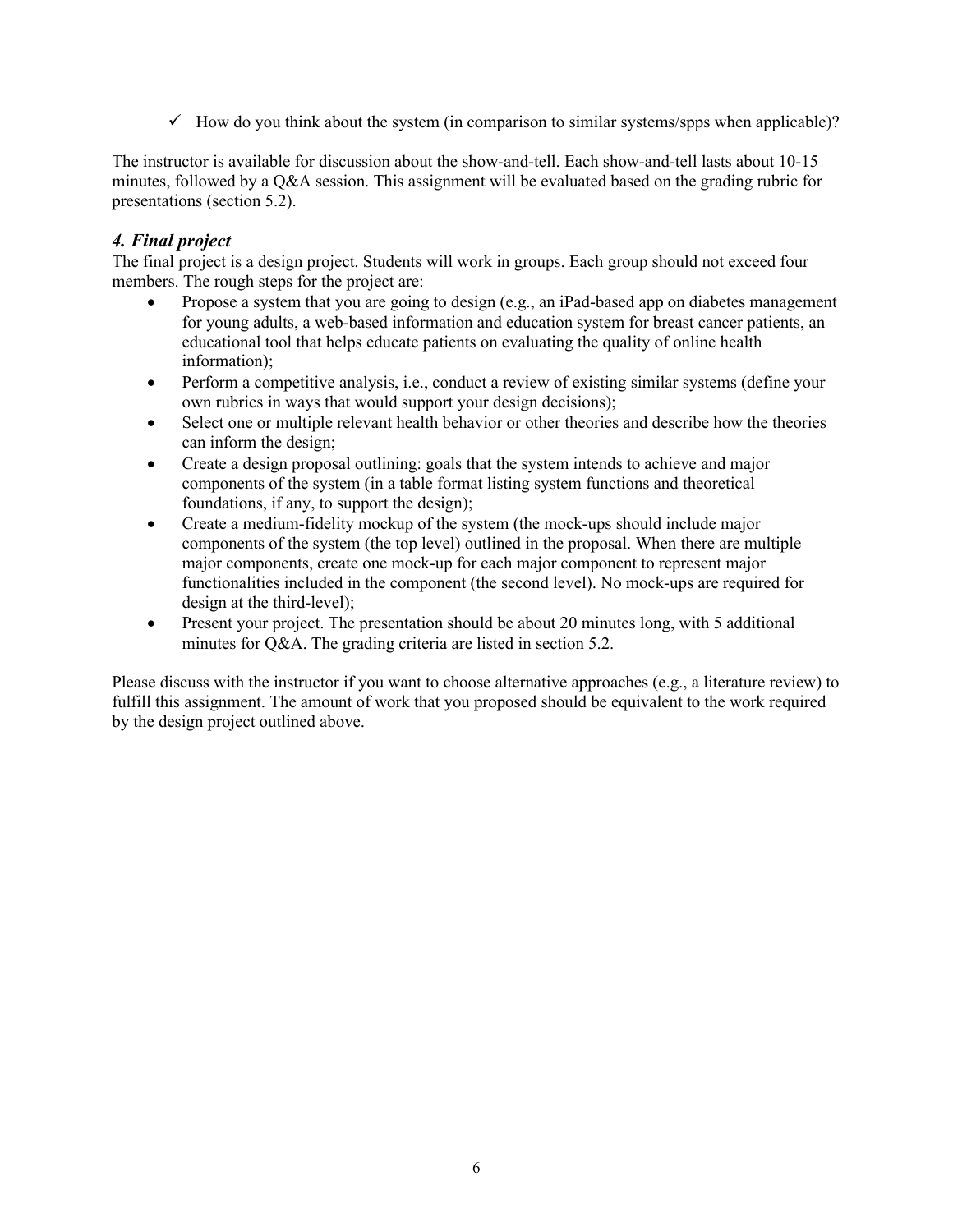- ✓ How do you think about the system (in comparison to similar systems/spps when applicable)?

The instructor is available for discussion about the show-and-tell. Each show-and-tell lasts about 10-15 minutes, followed by a Q&A session. This assignment will be evaluated based on the grading rubric for presentations (section 5.2).

### *4. Final project*

The final project is a design project. Students will work in groups. Each group should not exceed four members. The rough steps for the project are:

- Propose a system that you are going to design (e.g., an iPad-based app on diabetes management for young adults, a web-based information and education system for breast cancer patients, an educational tool that helps educate patients on evaluating the quality of online health information);
- Perform a competitive analysis, i.e., conduct a review of existing similar systems (define your own rubrics in ways that would support your design decisions);
- Select one or multiple relevant health behavior or other theories and describe how the theories can inform the design;
- Create a design proposal outlining: goals that the system intends to achieve and major components of the system (in a table format listing system functions and theoretical foundations, if any, to support the design);
- Create a medium-fidelity mockup of the system (the mock-ups should include major components of the system (the top level) outlined in the proposal. When there are multiple major components, create one mock-up for each major component to represent major functionalities included in the component (the second level). No mock-ups are required for design at the third-level);
- Present your project. The presentation should be about 20 minutes long, with 5 additional minutes for Q&A. The grading criteria are listed in section 5.2.

Please discuss with the instructor if you want to choose alternative approaches (e.g., a literature review) to fulfill this assignment. The amount of work that you proposed should be equivalent to the work required by the design project outlined above.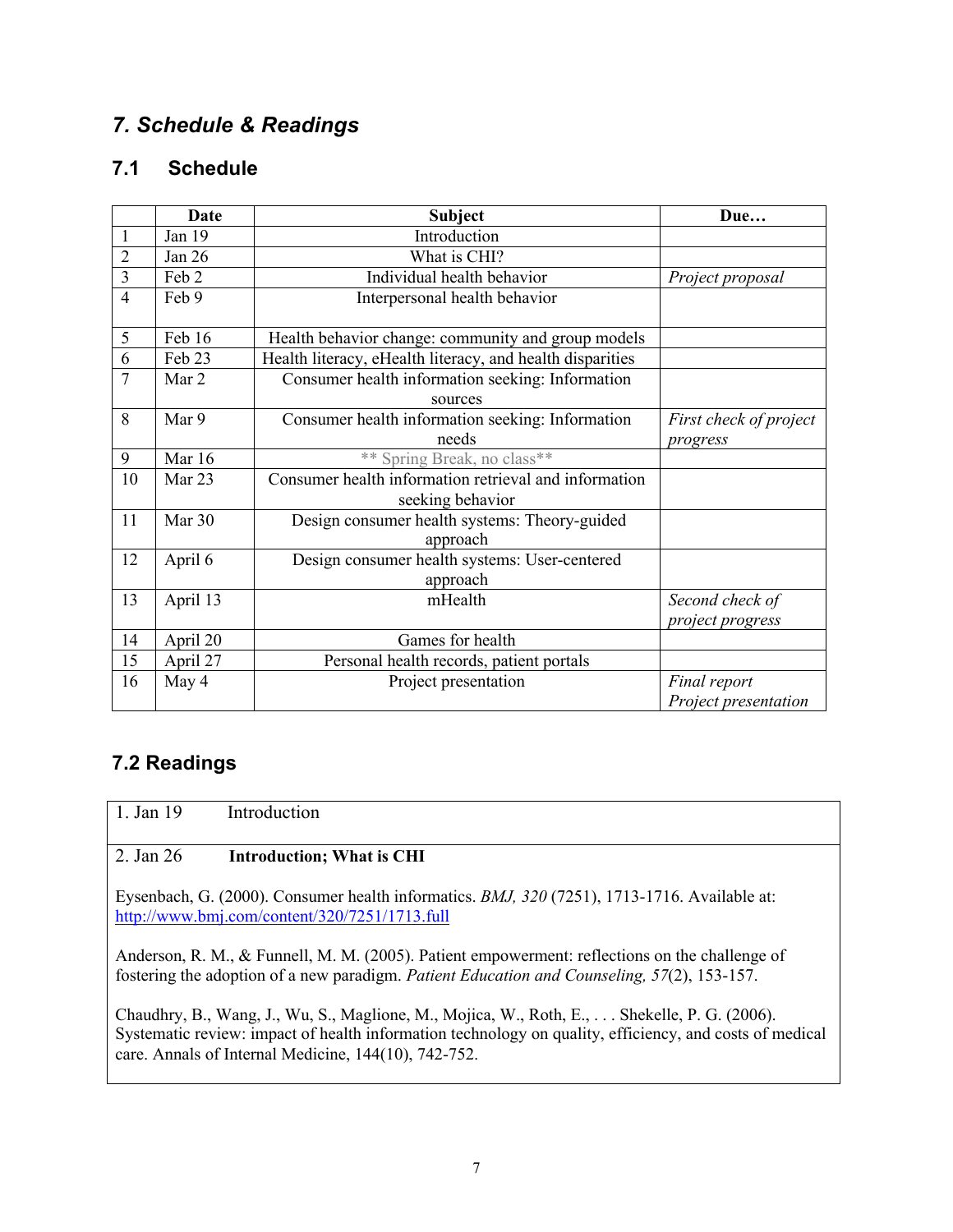## 7. Schedule & Readings

### 7.1 Schedule

| | Date | Subject | Due… |
|---|---|---|---|
| 1 | Jan 19 | Introduction | |
| 2 | Jan 26 | What is CHI? | |
| 3 | Feb 2 | Individual health behavior | *Project proposal* |
| 4 | Feb 9 | Interpersonal health behavior | |
| 5 | Feb 16 | Health behavior change: community and group models | |
| 6 | Feb 23 | Health literacy, eHealth literacy, and health disparities | |
| 7 | Mar 2 | Consumer health information seeking: Information sources | |
| 8 | Mar 9 | Consumer health information seeking: Information needs | *First check of project progress* |
| 9 | Mar 16 | ** Spring Break, no class** | |
| 10 | Mar 23 | Consumer health information retrieval and information seeking behavior | |
| 11 | Mar 30 | Design consumer health systems: Theory-guided approach | |
| 12 | April 6 | Design consumer health systems: User-centered approach | |
| 13 | April 13 | mHealth | *Second check of project progress* |
| 14 | April 20 | Games for health | |
| 15 | April 27 | Personal health records, patient portals | |
| 16 | May 4 | Project presentation | *Final report* *Project presentation* |

### 7.2 Readings

1. Jan 19 Introduction

2. Jan 26 **Introduction; What is CHI**

Eysenbach, G. (2000). Consumer health informatics. *BMJ, 320* (7251), 1713-1716. Available at: http://www.bmj.com/content/320/7251/1713.full

Anderson, R. M., & Funnell, M. M. (2005). Patient empowerment: reflections on the challenge of fostering the adoption of a new paradigm. *Patient Education and Counseling, 57*(2), 153-157.

Chaudhry, B., Wang, J., Wu, S., Maglione, M., Mojica, W., Roth, E., . . . Shekelle, P. G. (2006). Systematic review: impact of health information technology on quality, efficiency, and costs of medical care. Annals of Internal Medicine, 144(10), 742-752.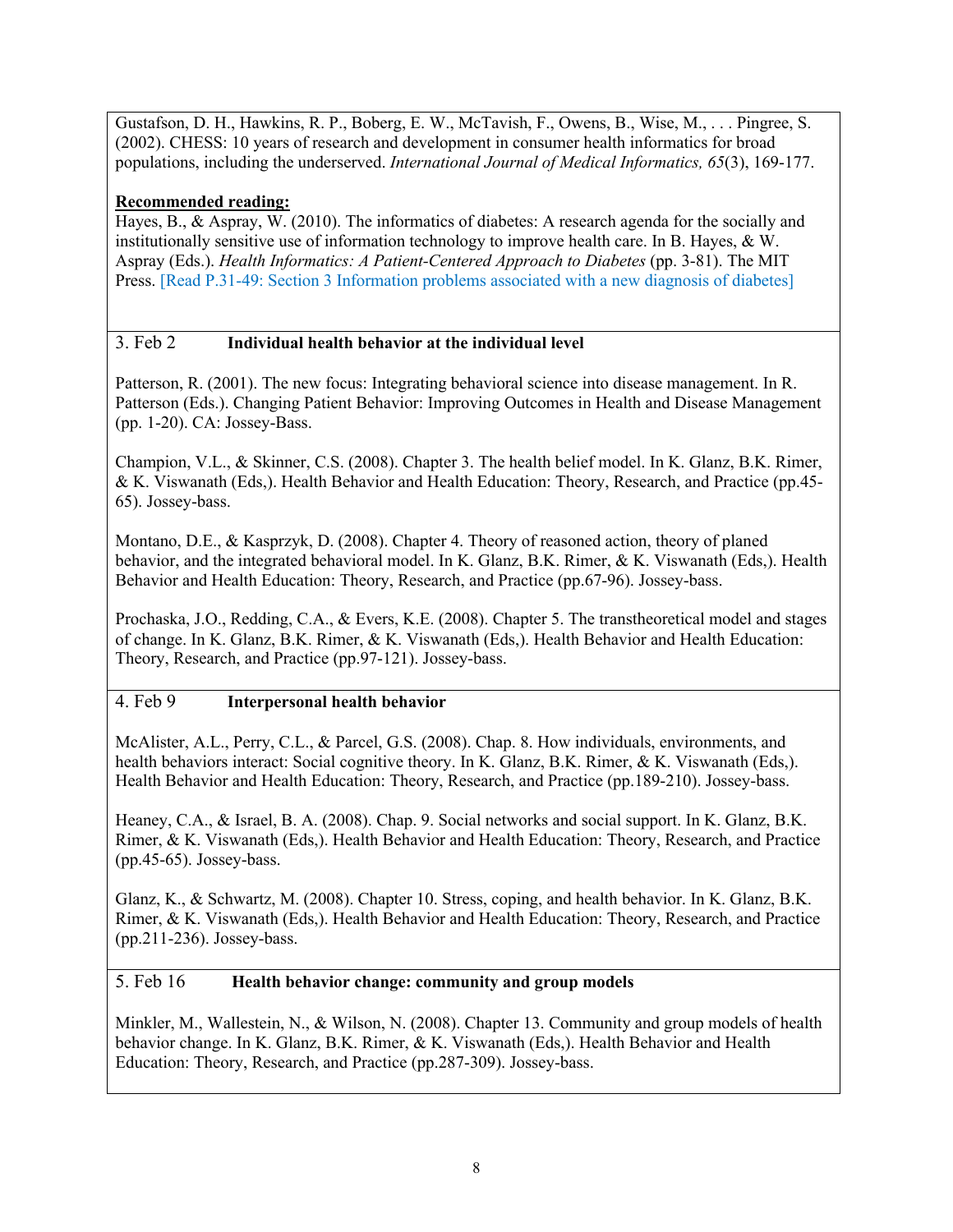Gustafson, D. H., Hawkins, R. P., Boberg, E. W., McTavish, F., Owens, B., Wise, M., . . . Pingree, S. (2002). CHESS: 10 years of research and development in consumer health informatics for broad populations, including the underserved. *International Journal of Medical Informatics, 65*(3), 169-177.

**Recommended reading:**

Hayes, B., & Aspray, W. (2010). The informatics of diabetes: A research agenda for the socially and institutionally sensitive use of information technology to improve health care. In B. Hayes, & W. Aspray (Eds.). *Health Informatics: A Patient-Centered Approach to Diabetes* (pp. 3-81). The MIT Press. [Read P.31-49: Section 3 Information problems associated with a new diagnosis of diabetes]

---

3. Feb 2 **Individual health behavior at the individual level**

Patterson, R. (2001). The new focus: Integrating behavioral science into disease management. In R. Patterson (Eds.). Changing Patient Behavior: Improving Outcomes in Health and Disease Management (pp. 1-20). CA: Jossey-Bass.

Champion, V.L., & Skinner, C.S. (2008). Chapter 3. The health belief model. In K. Glanz, B.K. Rimer, & K. Viswanath (Eds,). Health Behavior and Health Education: Theory, Research, and Practice (pp.45-65). Jossey-bass.

Montano, D.E., & Kasprzyk, D. (2008). Chapter 4. Theory of reasoned action, theory of planed behavior, and the integrated behavioral model. In K. Glanz, B.K. Rimer, & K. Viswanath (Eds,). Health Behavior and Health Education: Theory, Research, and Practice (pp.67-96). Jossey-bass.

Prochaska, J.O., Redding, C.A., & Evers, K.E. (2008). Chapter 5. The transtheoretical model and stages of change. In K. Glanz, B.K. Rimer, & K. Viswanath (Eds,). Health Behavior and Health Education: Theory, Research, and Practice (pp.97-121). Jossey-bass.

---

4. Feb 9 **Interpersonal health behavior**

McAlister, A.L., Perry, C.L., & Parcel, G.S. (2008). Chap. 8. How individuals, environments, and health behaviors interact: Social cognitive theory. In K. Glanz, B.K. Rimer, & K. Viswanath (Eds,). Health Behavior and Health Education: Theory, Research, and Practice (pp.189-210). Jossey-bass.

Heaney, C.A., & Israel, B. A. (2008). Chap. 9. Social networks and social support. In K. Glanz, B.K. Rimer, & K. Viswanath (Eds,). Health Behavior and Health Education: Theory, Research, and Practice (pp.45-65). Jossey-bass.

Glanz, K., & Schwartz, M. (2008). Chapter 10. Stress, coping, and health behavior. In K. Glanz, B.K. Rimer, & K. Viswanath (Eds,). Health Behavior and Health Education: Theory, Research, and Practice (pp.211-236). Jossey-bass.

---

5. Feb 16 **Health behavior change: community and group models**

Minkler, M., Wallestein, N., & Wilson, N. (2008). Chapter 13. Community and group models of health behavior change. In K. Glanz, B.K. Rimer, & K. Viswanath (Eds,). Health Behavior and Health Education: Theory, Research, and Practice (pp.287-309). Jossey-bass.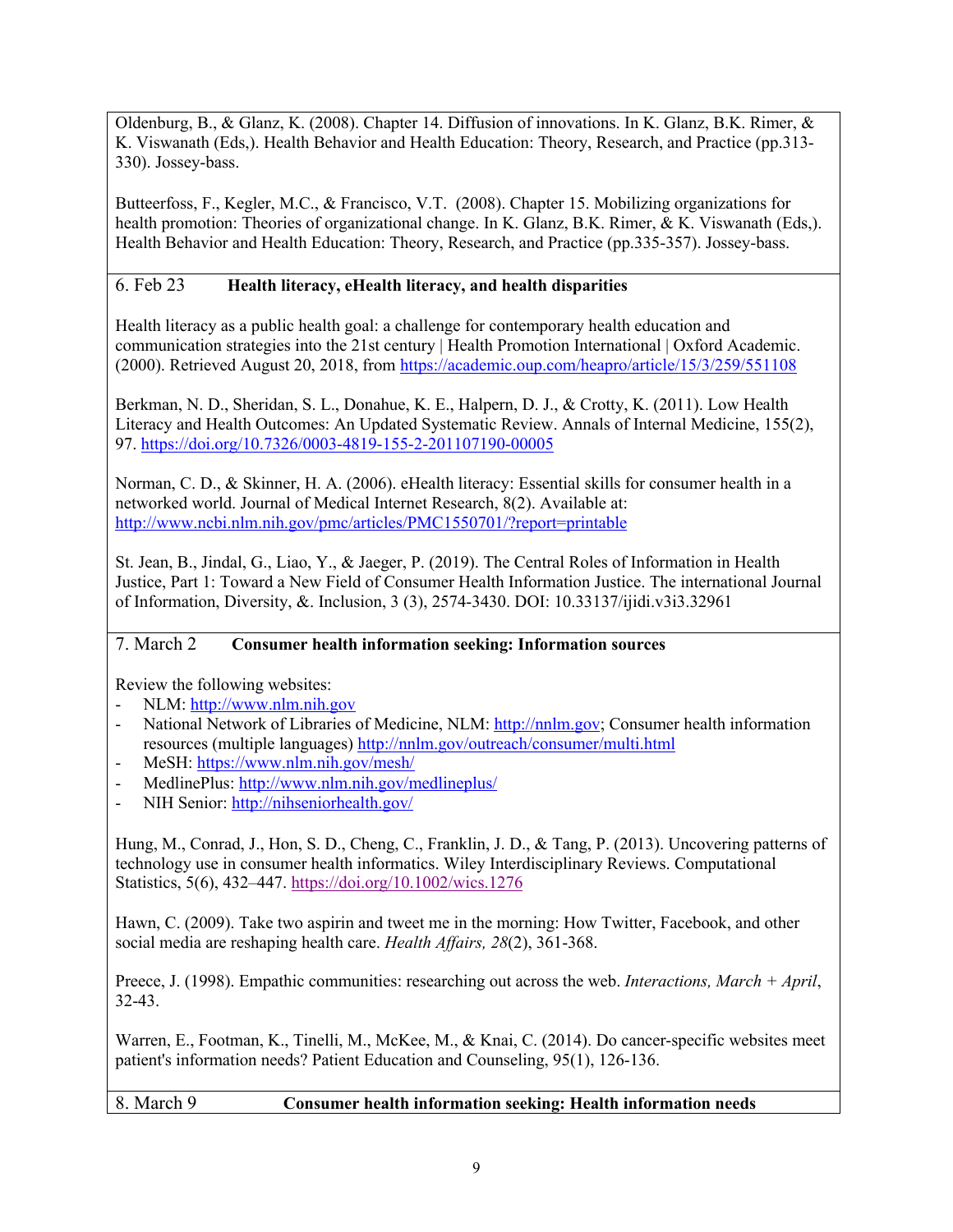Oldenburg, B., & Glanz, K. (2008). Chapter 14. Diffusion of innovations. In K. Glanz, B.K. Rimer, & K. Viswanath (Eds,). Health Behavior and Health Education: Theory, Research, and Practice (pp.313-330). Jossey-bass.

Butteerfoss, F., Kegler, M.C., & Francisco, V.T. (2008). Chapter 15. Mobilizing organizations for health promotion: Theories of organizational change. In K. Glanz, B.K. Rimer, & K. Viswanath (Eds,). Health Behavior and Health Education: Theory, Research, and Practice (pp.335-357). Jossey-bass.

6. Feb 23 **Health literacy, eHealth literacy, and health disparities**

Health literacy as a public health goal: a challenge for contemporary health education and communication strategies into the 21st century | Health Promotion International | Oxford Academic. (2000). Retrieved August 20, 2018, from https://academic.oup.com/heapro/article/15/3/259/551108

Berkman, N. D., Sheridan, S. L., Donahue, K. E., Halpern, D. J., & Crotty, K. (2011). Low Health Literacy and Health Outcomes: An Updated Systematic Review. Annals of Internal Medicine, 155(2), 97. https://doi.org/10.7326/0003-4819-155-2-201107190-00005

Norman, C. D., & Skinner, H. A. (2006). eHealth literacy: Essential skills for consumer health in a networked world. Journal of Medical Internet Research, 8(2). Available at: http://www.ncbi.nlm.nih.gov/pmc/articles/PMC1550701/?report=printable

St. Jean, B., Jindal, G., Liao, Y., & Jaeger, P. (2019). The Central Roles of Information in Health Justice, Part 1: Toward a New Field of Consumer Health Information Justice. The international Journal of Information, Diversity, &. Inclusion, 3 (3), 2574-3430. DOI: 10.33137/ijidi.v3i3.32961

7. March 2 **Consumer health information seeking: Information sources**

Review the following websites:

- NLM: http://www.nlm.nih.gov
- National Network of Libraries of Medicine, NLM: http://nnlm.gov; Consumer health information resources (multiple languages) http://nnlm.gov/outreach/consumer/multi.html
- MeSH: https://www.nlm.nih.gov/mesh/
- MedlinePlus: http://www.nlm.nih.gov/medlineplus/
- NIH Senior: http://nihseniorhealth.gov/

Hung, M., Conrad, J., Hon, S. D., Cheng, C., Franklin, J. D., & Tang, P. (2013). Uncovering patterns of technology use in consumer health informatics. Wiley Interdisciplinary Reviews. Computational Statistics, 5(6), 432–447. https://doi.org/10.1002/wics.1276

Hawn, C. (2009). Take two aspirin and tweet me in the morning: How Twitter, Facebook, and other social media are reshaping health care. *Health Affairs, 28*(2), 361-368.

Preece, J. (1998). Empathic communities: researching out across the web. *Interactions, March + April*, 32-43.

Warren, E., Footman, K., Tinelli, M., McKee, M., & Knai, C. (2014). Do cancer-specific websites meet patient's information needs? Patient Education and Counseling, 95(1), 126-136.

8. March 9 **Consumer health information seeking: Health information needs**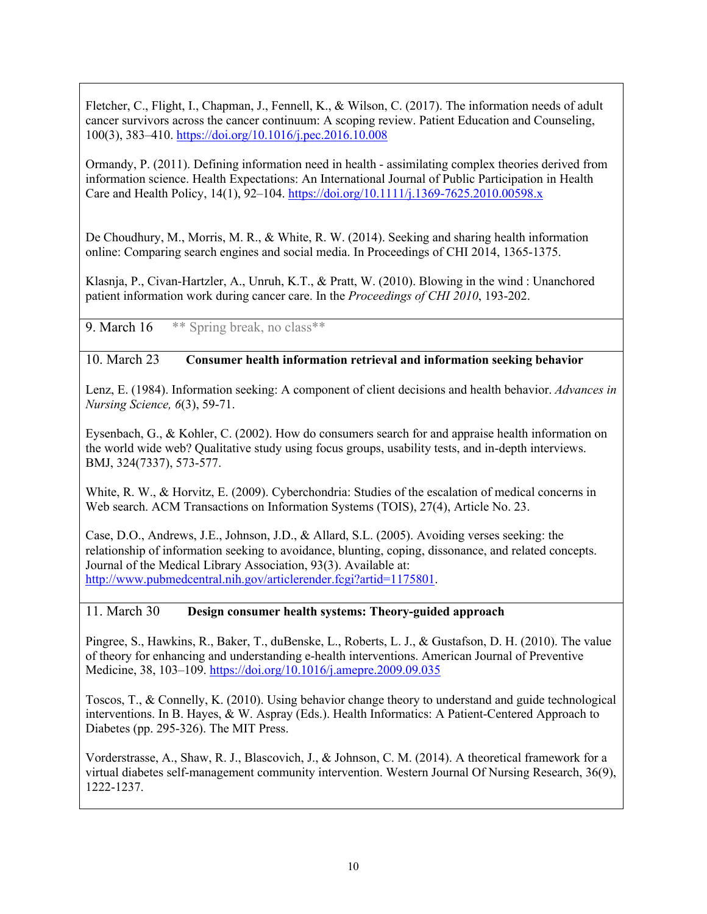Fletcher, C., Flight, I., Chapman, J., Fennell, K., & Wilson, C. (2017). The information needs of adult cancer survivors across the cancer continuum: A scoping review. Patient Education and Counseling, 100(3), 383–410. https://doi.org/10.1016/j.pec.2016.10.008

Ormandy, P. (2011). Defining information need in health - assimilating complex theories derived from information science. Health Expectations: An International Journal of Public Participation in Health Care and Health Policy, 14(1), 92–104. https://doi.org/10.1111/j.1369-7625.2010.00598.x

De Choudhury, M., Morris, M. R., & White, R. W. (2014). Seeking and sharing health information online: Comparing search engines and social media. In Proceedings of CHI 2014, 1365-1375.

Klasnja, P., Civan-Hartzler, A., Unruh, K.T., & Pratt, W. (2010). Blowing in the wind : Unanchored patient information work during cancer care. In the *Proceedings of CHI 2010*, 193-202.

9. March 16 ** Spring break, no class**

10. March 23 **Consumer health information retrieval and information seeking behavior**

Lenz, E. (1984). Information seeking: A component of client decisions and health behavior. *Advances in Nursing Science, 6*(3), 59-71.

Eysenbach, G., & Kohler, C. (2002). How do consumers search for and appraise health information on the world wide web? Qualitative study using focus groups, usability tests, and in-depth interviews. BMJ, 324(7337), 573-577.

White, R. W., & Horvitz, E. (2009). Cyberchondria: Studies of the escalation of medical concerns in Web search. ACM Transactions on Information Systems (TOIS), 27(4), Article No. 23.

Case, D.O., Andrews, J.E., Johnson, J.D., & Allard, S.L. (2005). Avoiding verses seeking: the relationship of information seeking to avoidance, blunting, coping, dissonance, and related concepts. Journal of the Medical Library Association, 93(3). Available at: http://www.pubmedcentral.nih.gov/articlerender.fcgi?artid=1175801.

11. March 30 **Design consumer health systems: Theory-guided approach**

Pingree, S., Hawkins, R., Baker, T., duBenske, L., Roberts, L. J., & Gustafson, D. H. (2010). The value of theory for enhancing and understanding e-health interventions. American Journal of Preventive Medicine, 38, 103–109. https://doi.org/10.1016/j.amepre.2009.09.035

Toscos, T., & Connelly, K. (2010). Using behavior change theory to understand and guide technological interventions. In B. Hayes, & W. Aspray (Eds.). Health Informatics: A Patient-Centered Approach to Diabetes (pp. 295-326). The MIT Press.

Vorderstrasse, A., Shaw, R. J., Blascovich, J., & Johnson, C. M. (2014). A theoretical framework for a virtual diabetes self-management community intervention. Western Journal Of Nursing Research, 36(9), 1222-1237.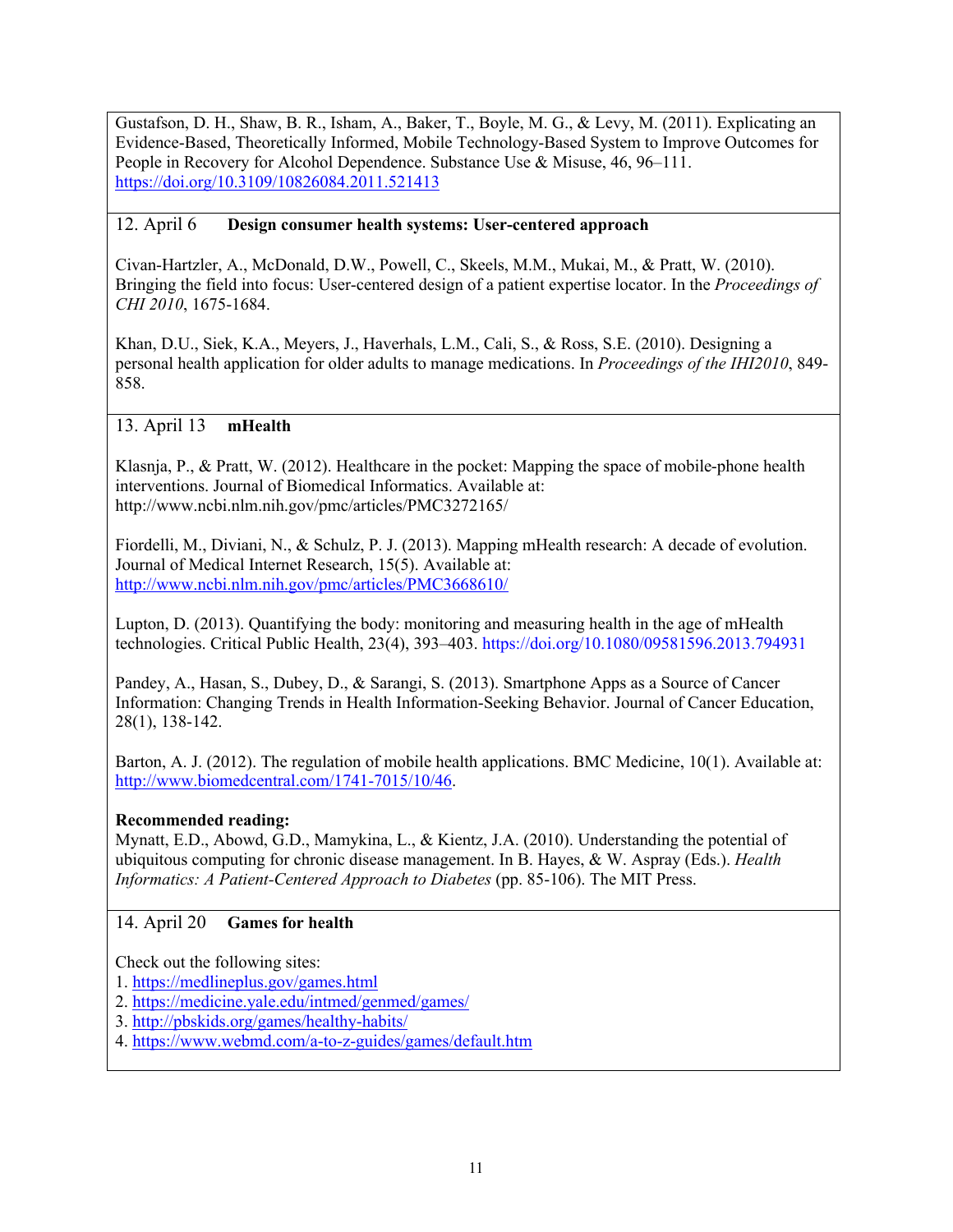Gustafson, D. H., Shaw, B. R., Isham, A., Baker, T., Boyle, M. G., & Levy, M. (2011). Explicating an Evidence-Based, Theoretically Informed, Mobile Technology-Based System to Improve Outcomes for People in Recovery for Alcohol Dependence. Substance Use & Misuse, 46, 96–111. https://doi.org/10.3109/10826084.2011.521413

12. April 6 **Design consumer health systems: User-centered approach**

Civan-Hartzler, A., McDonald, D.W., Powell, C., Skeels, M.M., Mukai, M., & Pratt, W. (2010). Bringing the field into focus: User-centered design of a patient expertise locator. In the *Proceedings of CHI 2010*, 1675-1684.

Khan, D.U., Siek, K.A., Meyers, J., Haverhals, L.M., Cali, S., & Ross, S.E. (2010). Designing a personal health application for older adults to manage medications. In *Proceedings of the IHI2010*, 849-858.

13. April 13 **mHealth**

Klasnja, P., & Pratt, W. (2012). Healthcare in the pocket: Mapping the space of mobile-phone health interventions. Journal of Biomedical Informatics. Available at: http://www.ncbi.nlm.nih.gov/pmc/articles/PMC3272165/

Fiordelli, M., Diviani, N., & Schulz, P. J. (2013). Mapping mHealth research: A decade of evolution. Journal of Medical Internet Research, 15(5). Available at: http://www.ncbi.nlm.nih.gov/pmc/articles/PMC3668610/

Lupton, D. (2013). Quantifying the body: monitoring and measuring health in the age of mHealth technologies. Critical Public Health, 23(4), 393–403. https://doi.org/10.1080/09581596.2013.794931

Pandey, A., Hasan, S., Dubey, D., & Sarangi, S. (2013). Smartphone Apps as a Source of Cancer Information: Changing Trends in Health Information-Seeking Behavior. Journal of Cancer Education, 28(1), 138-142.

Barton, A. J. (2012). The regulation of mobile health applications. BMC Medicine, 10(1). Available at: http://www.biomedcentral.com/1741-7015/10/46.

**Recommended reading:**
Mynatt, E.D., Abowd, G.D., Mamykina, L., & Kientz, J.A. (2010). Understanding the potential of ubiquitous computing for chronic disease management. In B. Hayes, & W. Aspray (Eds.). *Health Informatics: A Patient-Centered Approach to Diabetes* (pp. 85-106). The MIT Press.

14. April 20 **Games for health**

Check out the following sites:
1. https://medlineplus.gov/games.html
2. https://medicine.yale.edu/intmed/genmed/games/
3. http://pbskids.org/games/healthy-habits/
4. https://www.webmd.com/a-to-z-guides/games/default.htm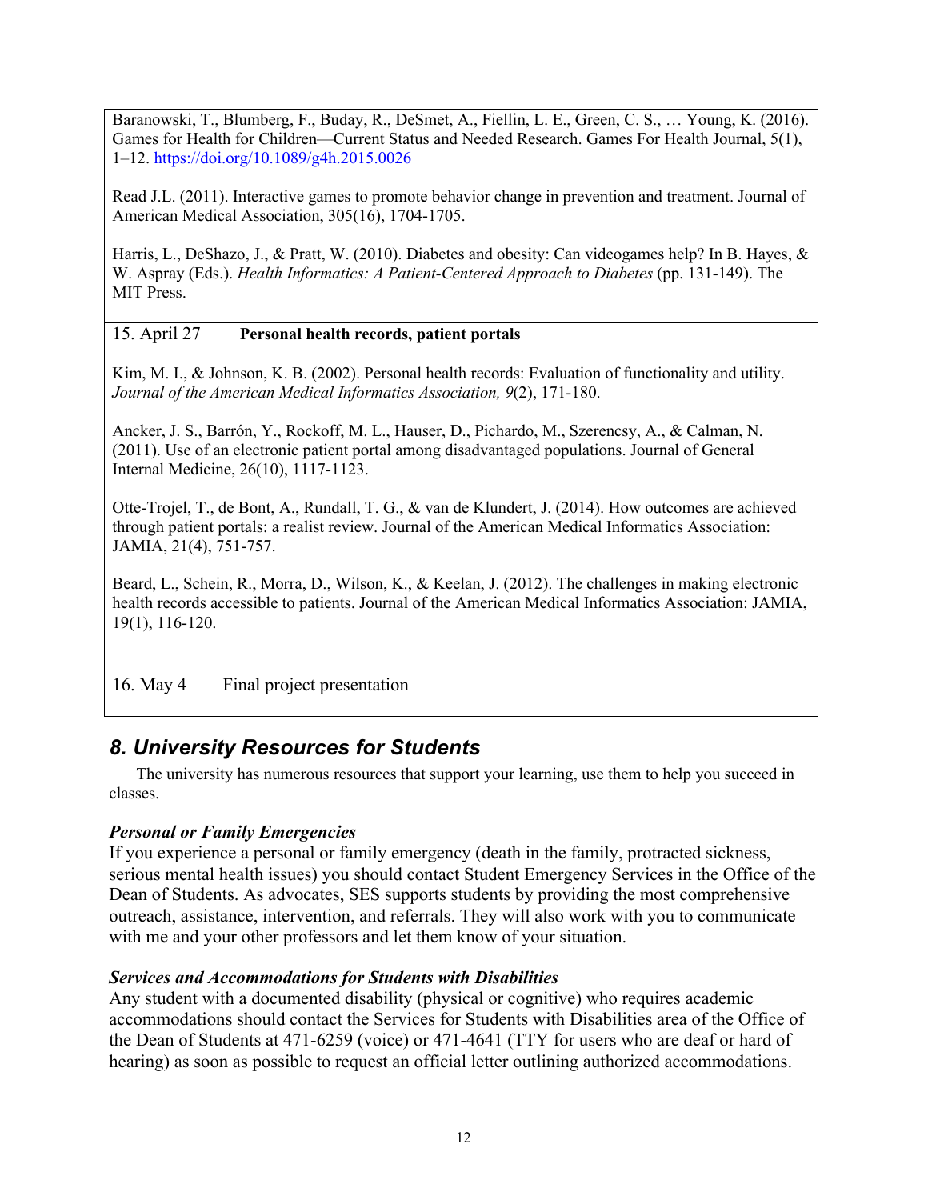Baranowski, T., Blumberg, F., Buday, R., DeSmet, A., Fiellin, L. E., Green, C. S., … Young, K. (2016). Games for Health for Children—Current Status and Needed Research. Games For Health Journal, 5(1), 1–12. https://doi.org/10.1089/g4h.2015.0026

Read J.L. (2011). Interactive games to promote behavior change in prevention and treatment. Journal of American Medical Association, 305(16), 1704-1705.

Harris, L., DeShazo, J., & Pratt, W. (2010). Diabetes and obesity: Can videogames help? In B. Hayes, & W. Aspray (Eds.). *Health Informatics: A Patient-Centered Approach to Diabetes* (pp. 131-149). The MIT Press.

15. April 27 **Personal health records, patient portals**

Kim, M. I., & Johnson, K. B. (2002). Personal health records: Evaluation of functionality and utility. *Journal of the American Medical Informatics Association, 9*(2), 171-180.

Ancker, J. S., Barrón, Y., Rockoff, M. L., Hauser, D., Pichardo, M., Szerencsy, A., & Calman, N. (2011). Use of an electronic patient portal among disadvantaged populations. Journal of General Internal Medicine, 26(10), 1117-1123.

Otte-Trojel, T., de Bont, A., Rundall, T. G., & van de Klundert, J. (2014). How outcomes are achieved through patient portals: a realist review. Journal of the American Medical Informatics Association: JAMIA, 21(4), 751-757.

Beard, L., Schein, R., Morra, D., Wilson, K., & Keelan, J. (2012). The challenges in making electronic health records accessible to patients. Journal of the American Medical Informatics Association: JAMIA, 19(1), 116-120.

16. May 4 Final project presentation

## *8. University Resources for Students*

The university has numerous resources that support your learning, use them to help you succeed in classes.

### *Personal or Family Emergencies*

If you experience a personal or family emergency (death in the family, protracted sickness, serious mental health issues) you should contact Student Emergency Services in the Office of the Dean of Students. As advocates, SES supports students by providing the most comprehensive outreach, assistance, intervention, and referrals. They will also work with you to communicate with me and your other professors and let them know of your situation.

### *Services and Accommodations for Students with Disabilities*

Any student with a documented disability (physical or cognitive) who requires academic accommodations should contact the Services for Students with Disabilities area of the Office of the Dean of Students at 471-6259 (voice) or 471-4641 (TTY for users who are deaf or hard of hearing) as soon as possible to request an official letter outlining authorized accommodations.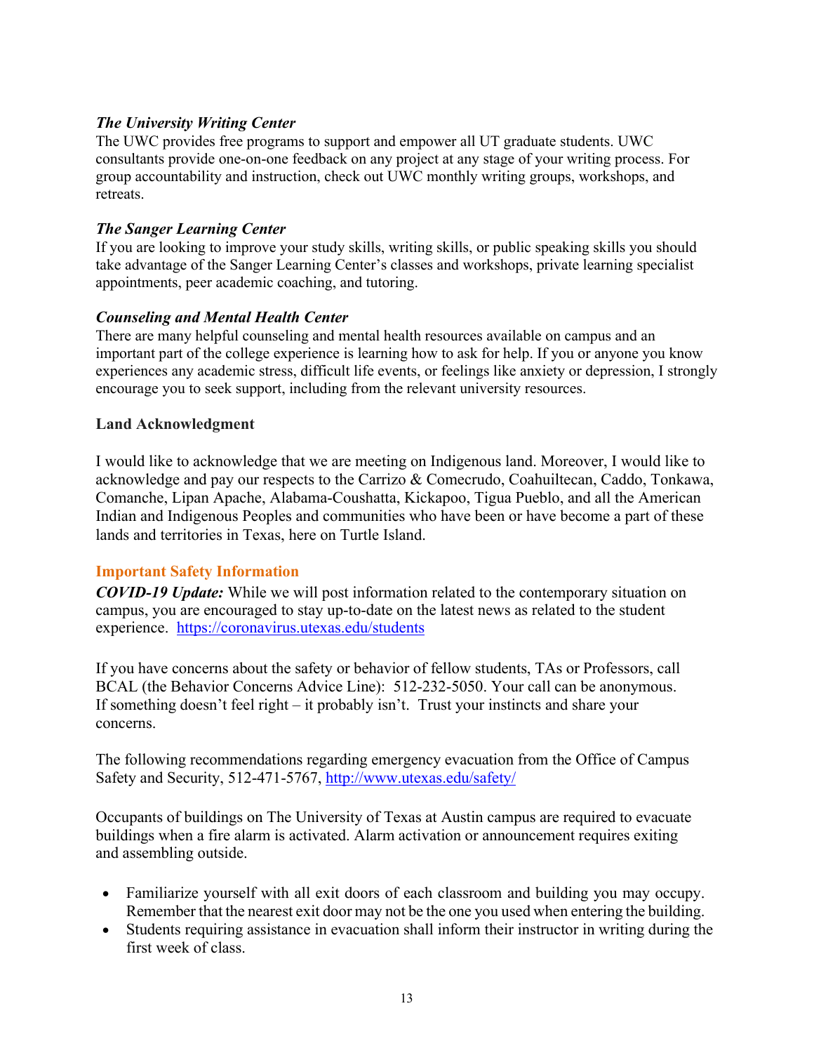*The University Writing Center*

The UWC provides free programs to support and empower all UT graduate students. UWC consultants provide one-on-one feedback on any project at any stage of your writing process. For group accountability and instruction, check out UWC monthly writing groups, workshops, and retreats.

*The Sanger Learning Center*

If you are looking to improve your study skills, writing skills, or public speaking skills you should take advantage of the Sanger Learning Center's classes and workshops, private learning specialist appointments, peer academic coaching, and tutoring.

*Counseling and Mental Health Center*

There are many helpful counseling and mental health resources available on campus and an important part of the college experience is learning how to ask for help. If you or anyone you know experiences any academic stress, difficult life events, or feelings like anxiety or depression, I strongly encourage you to seek support, including from the relevant university resources.

**Land Acknowledgment**

I would like to acknowledge that we are meeting on Indigenous land. Moreover, I would like to acknowledge and pay our respects to the Carrizo & Comecrudo, Coahuiltecan, Caddo, Tonkawa, Comanche, Lipan Apache, Alabama-Coushatta, Kickapoo, Tigua Pueblo, and all the American Indian and Indigenous Peoples and communities who have been or have become a part of these lands and territories in Texas, here on Turtle Island.

**Important Safety Information**

***COVID-19 Update:*** While we will post information related to the contemporary situation on campus, you are encouraged to stay up-to-date on the latest news as related to the student experience. [https://coronavirus.utexas.edu/students](https://coronavirus.utexas.edu/students)

If you have concerns about the safety or behavior of fellow students, TAs or Professors, call BCAL (the Behavior Concerns Advice Line): 512-232-5050. Your call can be anonymous. If something doesn't feel right – it probably isn't. Trust your instincts and share your concerns.

The following recommendations regarding emergency evacuation from the Office of Campus Safety and Security, 512-471-5767, [http://www.utexas.edu/safety/](http://www.utexas.edu/safety/)

Occupants of buildings on The University of Texas at Austin campus are required to evacuate buildings when a fire alarm is activated. Alarm activation or announcement requires exiting and assembling outside.

- Familiarize yourself with all exit doors of each classroom and building you may occupy. Remember that the nearest exit door may not be the one you used when entering the building.
- Students requiring assistance in evacuation shall inform their instructor in writing during the first week of class.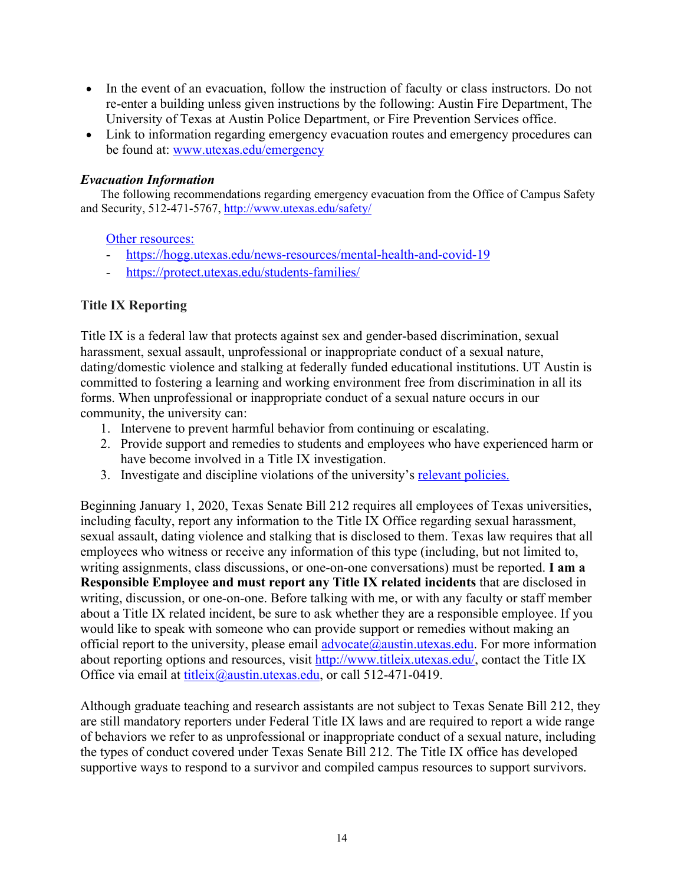- In the event of an evacuation, follow the instruction of faculty or class instructors. Do not re-enter a building unless given instructions by the following: Austin Fire Department, The University of Texas at Austin Police Department, or Fire Prevention Services office.
- Link to information regarding emergency evacuation routes and emergency procedures can be found at: [www.utexas.edu/emergency](www.utexas.edu/emergency)

### *Evacuation Information*

The following recommendations regarding emergency evacuation from the Office of Campus Safety and Security, 512-471-5767, [http://www.utexas.edu/safety/](http://www.utexas.edu/safety/)

Other resources:

- [https://hogg.utexas.edu/news-resources/mental-health-and-covid-19](https://hogg.utexas.edu/news-resources/mental-health-and-covid-19)
- [https://protect.utexas.edu/students-families/](https://protect.utexas.edu/students-families/)

### Title IX Reporting

Title IX is a federal law that protects against sex and gender-based discrimination, sexual harassment, sexual assault, unprofessional or inappropriate conduct of a sexual nature, dating/domestic violence and stalking at federally funded educational institutions. UT Austin is committed to fostering a learning and working environment free from discrimination in all its forms. When unprofessional or inappropriate conduct of a sexual nature occurs in our community, the university can:

1. Intervene to prevent harmful behavior from continuing or escalating.
2. Provide support and remedies to students and employees who have experienced harm or have become involved in a Title IX investigation.
3. Investigate and discipline violations of the university's relevant policies.

Beginning January 1, 2020, Texas Senate Bill 212 requires all employees of Texas universities, including faculty, report any information to the Title IX Office regarding sexual harassment, sexual assault, dating violence and stalking that is disclosed to them. Texas law requires that all employees who witness or receive any information of this type (including, but not limited to, writing assignments, class discussions, or one-on-one conversations) must be reported. **I am a Responsible Employee and must report any Title IX related incidents** that are disclosed in writing, discussion, or one-on-one. Before talking with me, or with any faculty or staff member about a Title IX related incident, be sure to ask whether they are a responsible employee. If you would like to speak with someone who can provide support or remedies without making an official report to the university, please email [advocate@austin.utexas.edu](mailto:advocate@austin.utexas.edu). For more information about reporting options and resources, visit [http://www.titleix.utexas.edu/](http://www.titleix.utexas.edu/), contact the Title IX Office via email at [titleix@austin.utexas.edu](mailto:titleix@austin.utexas.edu), or call 512-471-0419.

Although graduate teaching and research assistants are not subject to Texas Senate Bill 212, they are still mandatory reporters under Federal Title IX laws and are required to report a wide range of behaviors we refer to as unprofessional or inappropriate conduct of a sexual nature, including the types of conduct covered under Texas Senate Bill 212. The Title IX office has developed supportive ways to respond to a survivor and compiled campus resources to support survivors.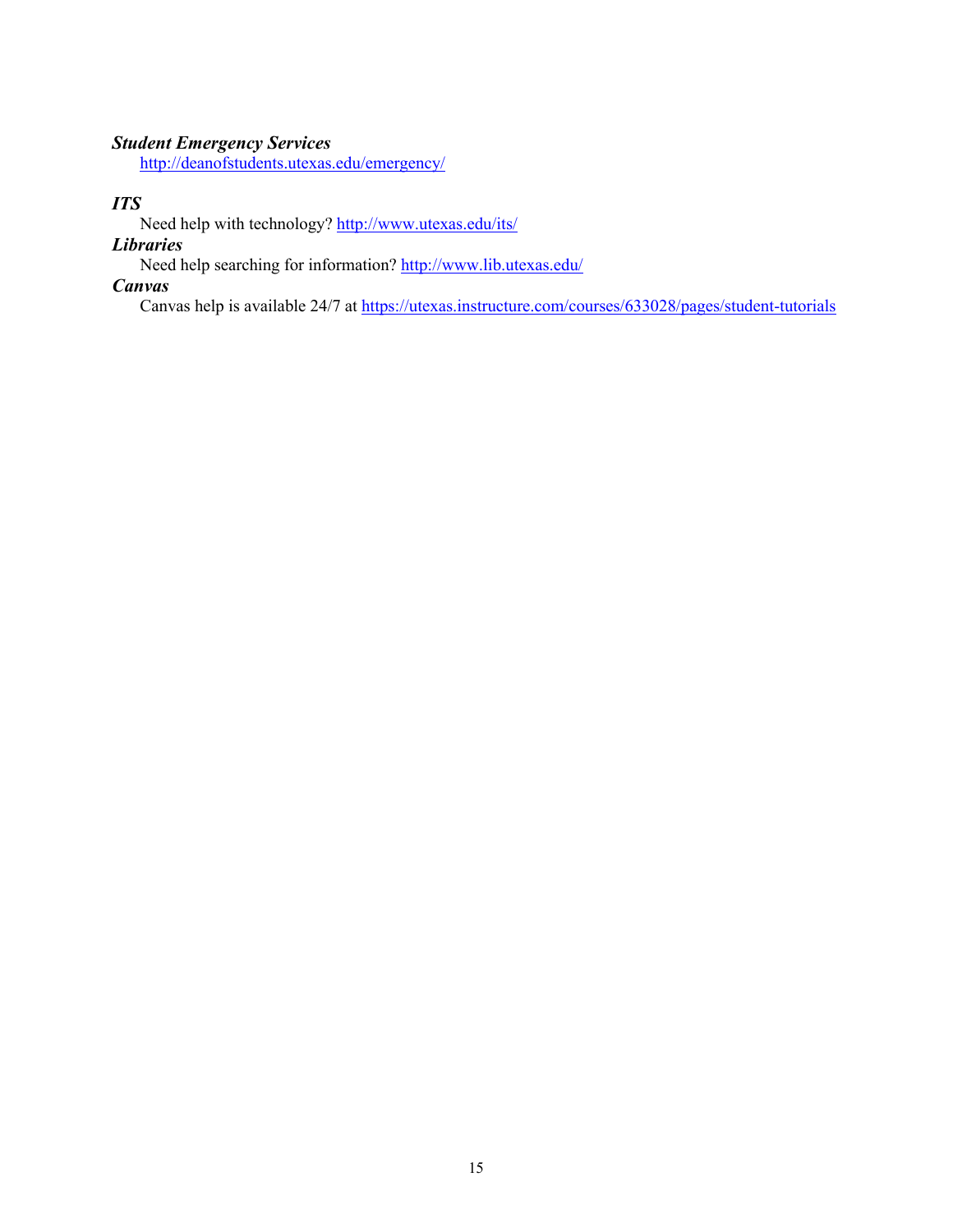***Student Emergency Services***

http://deanofstudents.utexas.edu/emergency/

***ITS***

Need help with technology? http://www.utexas.edu/its/

***Libraries***

Need help searching for information? http://www.lib.utexas.edu/

***Canvas***

Canvas help is available 24/7 at https://utexas.instructure.com/courses/633028/pages/student-tutorials